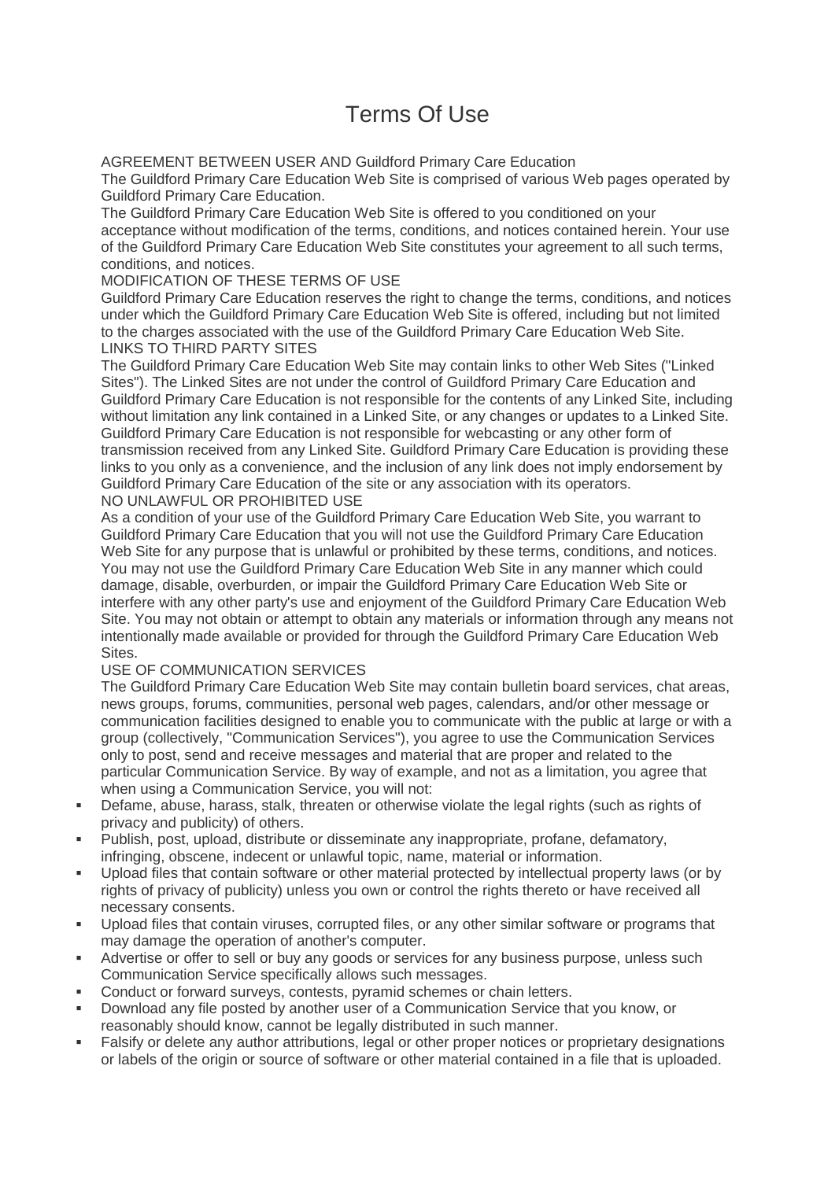# Terms Of Use

AGREEMENT BETWEEN USER AND Guildford Primary Care Education

The Guildford Primary Care Education Web Site is comprised of various Web pages operated by Guildford Primary Care Education.

The Guildford Primary Care Education Web Site is offered to you conditioned on your acceptance without modification of the terms, conditions, and notices contained herein. Your use of the Guildford Primary Care Education Web Site constitutes your agreement to all such terms, conditions, and notices.

MODIFICATION OF THESE TERMS OF USE

Guildford Primary Care Education reserves the right to change the terms, conditions, and notices under which the Guildford Primary Care Education Web Site is offered, including but not limited to the charges associated with the use of the Guildford Primary Care Education Web Site.

LINKS TO THIRD PARTY SITES

The Guildford Primary Care Education Web Site may contain links to other Web Sites ("Linked Sites"). The Linked Sites are not under the control of Guildford Primary Care Education and Guildford Primary Care Education is not responsible for the contents of any Linked Site, including without limitation any link contained in a Linked Site, or any changes or updates to a Linked Site. Guildford Primary Care Education is not responsible for webcasting or any other form of transmission received from any Linked Site. Guildford Primary Care Education is providing these links to you only as a convenience, and the inclusion of any link does not imply endorsement by Guildford Primary Care Education of the site or any association with its operators.

NO UNLAWFUL OR PROHIBITED USE

As a condition of your use of the Guildford Primary Care Education Web Site, you warrant to Guildford Primary Care Education that you will not use the Guildford Primary Care Education Web Site for any purpose that is unlawful or prohibited by these terms, conditions, and notices. You may not use the Guildford Primary Care Education Web Site in any manner which could damage, disable, overburden, or impair the Guildford Primary Care Education Web Site or interfere with any other party's use and enjoyment of the Guildford Primary Care Education Web Site. You may not obtain or attempt to obtain any materials or information through any means not intentionally made available or provided for through the Guildford Primary Care Education Web Sites.

USE OF COMMUNICATION SERVICES

The Guildford Primary Care Education Web Site may contain bulletin board services, chat areas, news groups, forums, communities, personal web pages, calendars, and/or other message or communication facilities designed to enable you to communicate with the public at large or with a group (collectively, "Communication Services"), you agree to use the Communication Services only to post, send and receive messages and material that are proper and related to the particular Communication Service. By way of example, and not as a limitation, you agree that when using a Communication Service, you will not:

- Defame, abuse, harass, stalk, threaten or otherwise violate the legal rights (such as rights of privacy and publicity) of others.
- Publish, post, upload, distribute or disseminate any inappropriate, profane, defamatory, infringing, obscene, indecent or unlawful topic, name, material or information.
- Upload files that contain software or other material protected by intellectual property laws (or by rights of privacy of publicity) unless you own or control the rights thereto or have received all necessary consents.
- Upload files that contain viruses, corrupted files, or any other similar software or programs that may damage the operation of another's computer.
- Advertise or offer to sell or buy any goods or services for any business purpose, unless such Communication Service specifically allows such messages.
- Conduct or forward surveys, contests, pyramid schemes or chain letters.
- Download any file posted by another user of a Communication Service that you know, or reasonably should know, cannot be legally distributed in such manner.
- Falsify or delete any author attributions, legal or other proper notices or proprietary designations or labels of the origin or source of software or other material contained in a file that is uploaded.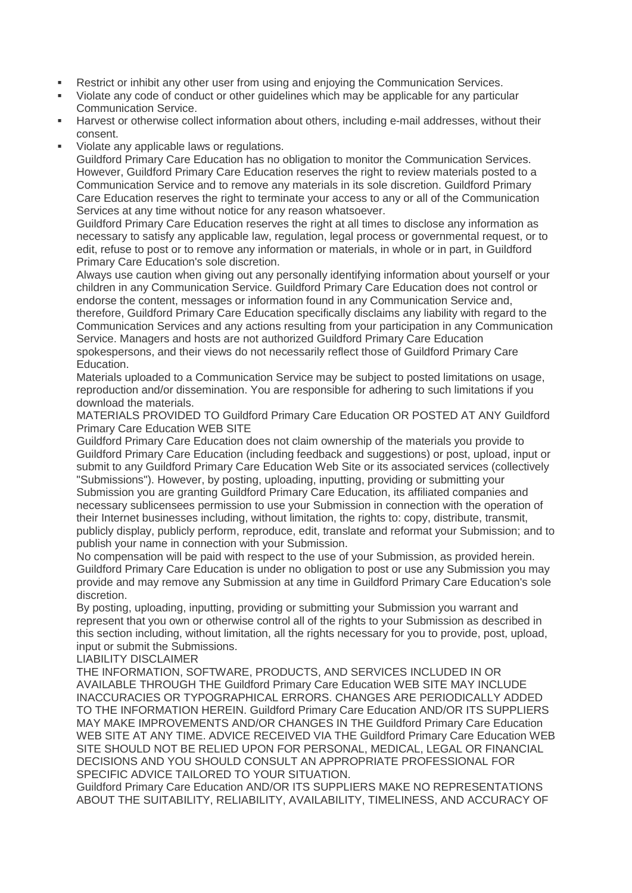- Restrict or inhibit any other user from using and enjoying the Communication Services.
- Violate any code of conduct or other guidelines which may be applicable for any particular Communication Service.
- Harvest or otherwise collect information about others, including e-mail addresses, without their consent.
- Violate any applicable laws or regulations.

Guildford Primary Care Education has no obligation to monitor the Communication Services. However, Guildford Primary Care Education reserves the right to review materials posted to a Communication Service and to remove any materials in its sole discretion. Guildford Primary Care Education reserves the right to terminate your access to any or all of the Communication Services at any time without notice for any reason whatsoever.

Guildford Primary Care Education reserves the right at all times to disclose any information as necessary to satisfy any applicable law, regulation, legal process or governmental request, or to edit, refuse to post or to remove any information or materials, in whole or in part, in Guildford Primary Care Education's sole discretion.

Always use caution when giving out any personally identifying information about yourself or your children in any Communication Service. Guildford Primary Care Education does not control or endorse the content, messages or information found in any Communication Service and, therefore, Guildford Primary Care Education specifically disclaims any liability with regard to the Communication Services and any actions resulting from your participation in any Communication Service. Managers and hosts are not authorized Guildford Primary Care Education spokespersons, and their views do not necessarily reflect those of Guildford Primary Care Education.

Materials uploaded to a Communication Service may be subject to posted limitations on usage, reproduction and/or dissemination. You are responsible for adhering to such limitations if you download the materials.

MATERIALS PROVIDED TO Guildford Primary Care Education OR POSTED AT ANY Guildford Primary Care Education WEB SITE

Guildford Primary Care Education does not claim ownership of the materials you provide to Guildford Primary Care Education (including feedback and suggestions) or post, upload, input or submit to any Guildford Primary Care Education Web Site or its associated services (collectively "Submissions"). However, by posting, uploading, inputting, providing or submitting your Submission you are granting Guildford Primary Care Education, its affiliated companies and necessary sublicensees permission to use your Submission in connection with the operation of their Internet businesses including, without limitation, the rights to: copy, distribute, transmit, publicly display, publicly perform, reproduce, edit, translate and reformat your Submission; and to publish your name in connection with your Submission.

No compensation will be paid with respect to the use of your Submission, as provided herein. Guildford Primary Care Education is under no obligation to post or use any Submission you may provide and may remove any Submission at any time in Guildford Primary Care Education's sole discretion.

By posting, uploading, inputting, providing or submitting your Submission you warrant and represent that you own or otherwise control all of the rights to your Submission as described in this section including, without limitation, all the rights necessary for you to provide, post, upload, input or submit the Submissions.

LIABILITY DISCLAIMER

THE INFORMATION, SOFTWARE, PRODUCTS, AND SERVICES INCLUDED IN OR AVAILABLE THROUGH THE Guildford Primary Care Education WEB SITE MAY INCLUDE INACCURACIES OR TYPOGRAPHICAL ERRORS. CHANGES ARE PERIODICALLY ADDED TO THE INFORMATION HEREIN. Guildford Primary Care Education AND/OR ITS SUPPLIERS MAY MAKE IMPROVEMENTS AND/OR CHANGES IN THE Guildford Primary Care Education WEB SITE AT ANY TIME. ADVICE RECEIVED VIA THE Guildford Primary Care Education WEB SITE SHOULD NOT BE RELIED UPON FOR PERSONAL, MEDICAL, LEGAL OR FINANCIAL DECISIONS AND YOU SHOULD CONSULT AN APPROPRIATE PROFESSIONAL FOR SPECIFIC ADVICE TAILORED TO YOUR SITUATION.

Guildford Primary Care Education AND/OR ITS SUPPLIERS MAKE NO REPRESENTATIONS ABOUT THE SUITABILITY, RELIABILITY, AVAILABILITY, TIMELINESS, AND ACCURACY OF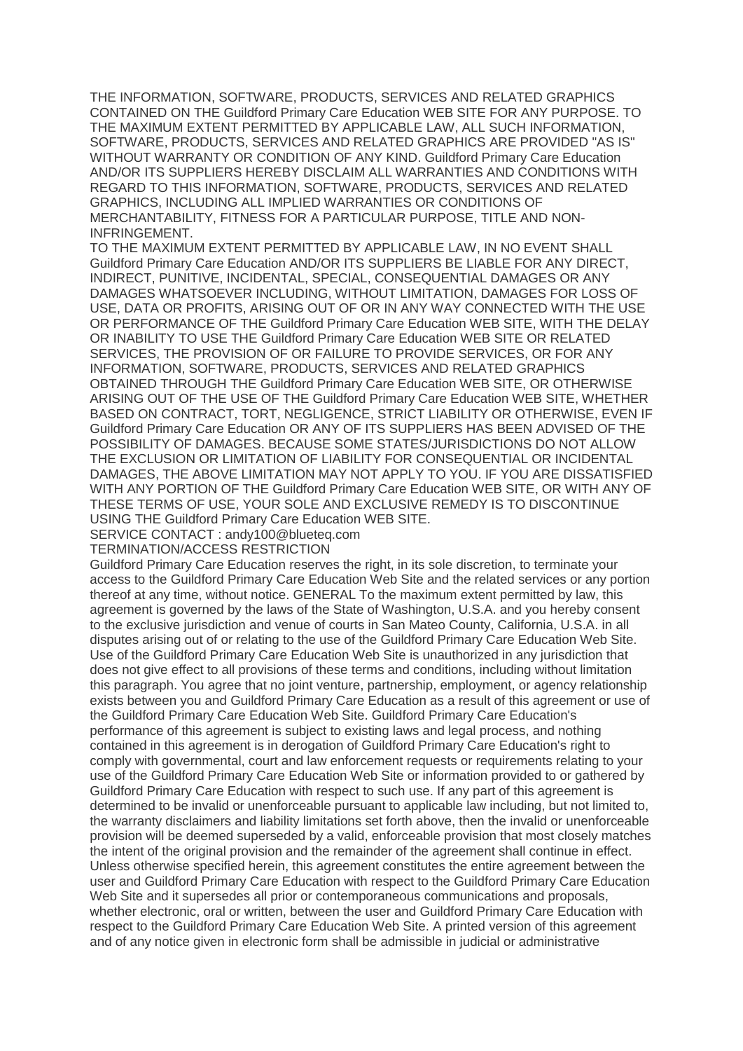THE INFORMATION, SOFTWARE, PRODUCTS, SERVICES AND RELATED GRAPHICS CONTAINED ON THE Guildford Primary Care Education WEB SITE FOR ANY PURPOSE. TO THE MAXIMUM EXTENT PERMITTED BY APPLICABLE LAW, ALL SUCH INFORMATION, SOFTWARE, PRODUCTS, SERVICES AND RELATED GRAPHICS ARE PROVIDED "AS IS" WITHOUT WARRANTY OR CONDITION OF ANY KIND. Guildford Primary Care Education AND/OR ITS SUPPLIERS HEREBY DISCLAIM ALL WARRANTIES AND CONDITIONS WITH REGARD TO THIS INFORMATION, SOFTWARE, PRODUCTS, SERVICES AND RELATED GRAPHICS, INCLUDING ALL IMPLIED WARRANTIES OR CONDITIONS OF MERCHANTABILITY, FITNESS FOR A PARTICULAR PURPOSE, TITLE AND NON-INFRINGEMENT.

TO THE MAXIMUM EXTENT PERMITTED BY APPLICABLE LAW, IN NO EVENT SHALL Guildford Primary Care Education AND/OR ITS SUPPLIERS BE LIABLE FOR ANY DIRECT, INDIRECT, PUNITIVE, INCIDENTAL, SPECIAL, CONSEQUENTIAL DAMAGES OR ANY DAMAGES WHATSOEVER INCLUDING, WITHOUT LIMITATION, DAMAGES FOR LOSS OF USE, DATA OR PROFITS, ARISING OUT OF OR IN ANY WAY CONNECTED WITH THE USE OR PERFORMANCE OF THE Guildford Primary Care Education WEB SITE, WITH THE DELAY OR INABILITY TO USE THE Guildford Primary Care Education WEB SITE OR RELATED SERVICES, THE PROVISION OF OR FAILURE TO PROVIDE SERVICES, OR FOR ANY INFORMATION, SOFTWARE, PRODUCTS, SERVICES AND RELATED GRAPHICS OBTAINED THROUGH THE Guildford Primary Care Education WEB SITE, OR OTHERWISE ARISING OUT OF THE USE OF THE Guildford Primary Care Education WEB SITE, WHETHER BASED ON CONTRACT, TORT, NEGLIGENCE, STRICT LIABILITY OR OTHERWISE, EVEN IF Guildford Primary Care Education OR ANY OF ITS SUPPLIERS HAS BEEN ADVISED OF THE POSSIBILITY OF DAMAGES. BECAUSE SOME STATES/JURISDICTIONS DO NOT ALLOW THE EXCLUSION OR LIMITATION OF LIABILITY FOR CONSEQUENTIAL OR INCIDENTAL DAMAGES, THE ABOVE LIMITATION MAY NOT APPLY TO YOU. IF YOU ARE DISSATISFIED WITH ANY PORTION OF THE Guildford Primary Care Education WEB SITE, OR WITH ANY OF THESE TERMS OF USE, YOUR SOLE AND EXCLUSIVE REMEDY IS TO DISCONTINUE USING THE Guildford Primary Care Education WEB SITE.

SERVICE CONTACT : andy100@blueteq.com

TERMINATION/ACCESS RESTRICTION

Guildford Primary Care Education reserves the right, in its sole discretion, to terminate your access to the Guildford Primary Care Education Web Site and the related services or any portion thereof at any time, without notice. GENERAL To the maximum extent permitted by law, this agreement is governed by the laws of the State of Washington, U.S.A. and you hereby consent to the exclusive jurisdiction and venue of courts in San Mateo County, California, U.S.A. in all disputes arising out of or relating to the use of the Guildford Primary Care Education Web Site. Use of the Guildford Primary Care Education Web Site is unauthorized in any jurisdiction that does not give effect to all provisions of these terms and conditions, including without limitation this paragraph. You agree that no joint venture, partnership, employment, or agency relationship exists between you and Guildford Primary Care Education as a result of this agreement or use of the Guildford Primary Care Education Web Site. Guildford Primary Care Education's performance of this agreement is subject to existing laws and legal process, and nothing contained in this agreement is in derogation of Guildford Primary Care Education's right to comply with governmental, court and law enforcement requests or requirements relating to your use of the Guildford Primary Care Education Web Site or information provided to or gathered by Guildford Primary Care Education with respect to such use. If any part of this agreement is determined to be invalid or unenforceable pursuant to applicable law including, but not limited to, the warranty disclaimers and liability limitations set forth above, then the invalid or unenforceable provision will be deemed superseded by a valid, enforceable provision that most closely matches the intent of the original provision and the remainder of the agreement shall continue in effect. Unless otherwise specified herein, this agreement constitutes the entire agreement between the user and Guildford Primary Care Education with respect to the Guildford Primary Care Education Web Site and it supersedes all prior or contemporaneous communications and proposals, whether electronic, oral or written, between the user and Guildford Primary Care Education with respect to the Guildford Primary Care Education Web Site. A printed version of this agreement and of any notice given in electronic form shall be admissible in judicial or administrative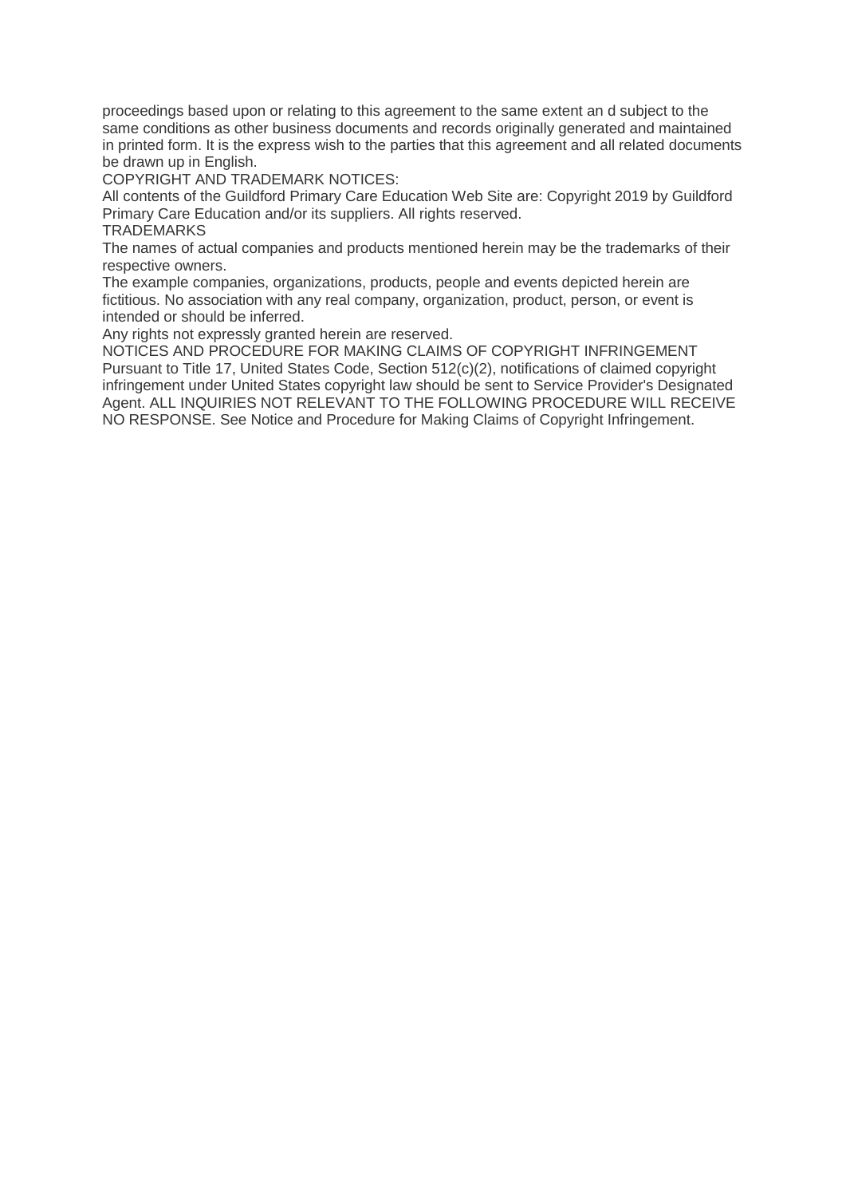proceedings based upon or relating to this agreement to the same extent an d subject to the same conditions as other business documents and records originally generated and maintained in printed form. It is the express wish to the parties that this agreement and all related documents be drawn up in English.

COPYRIGHT AND TRADEMARK NOTICES:

All contents of the Guildford Primary Care Education Web Site are: Copyright 2019 by Guildford Primary Care Education and/or its suppliers. All rights reserved.

TRADEMARKS

The names of actual companies and products mentioned herein may be the trademarks of their respective owners.

The example companies, organizations, products, people and events depicted herein are fictitious. No association with any real company, organization, product, person, or event is intended or should be inferred.

Any rights not expressly granted herein are reserved.

NOTICES AND PROCEDURE FOR MAKING CLAIMS OF COPYRIGHT INFRINGEMENT

Pursuant to Title 17, United States Code, Section 512(c)(2), notifications of claimed copyright infringement under United States copyright law should be sent to Service Provider's Designated Agent. ALL INQUIRIES NOT RELEVANT TO THE FOLLOWING PROCEDURE WILL RECEIVE NO RESPONSE. See Notice and Procedure for Making Claims of Copyright Infringement.